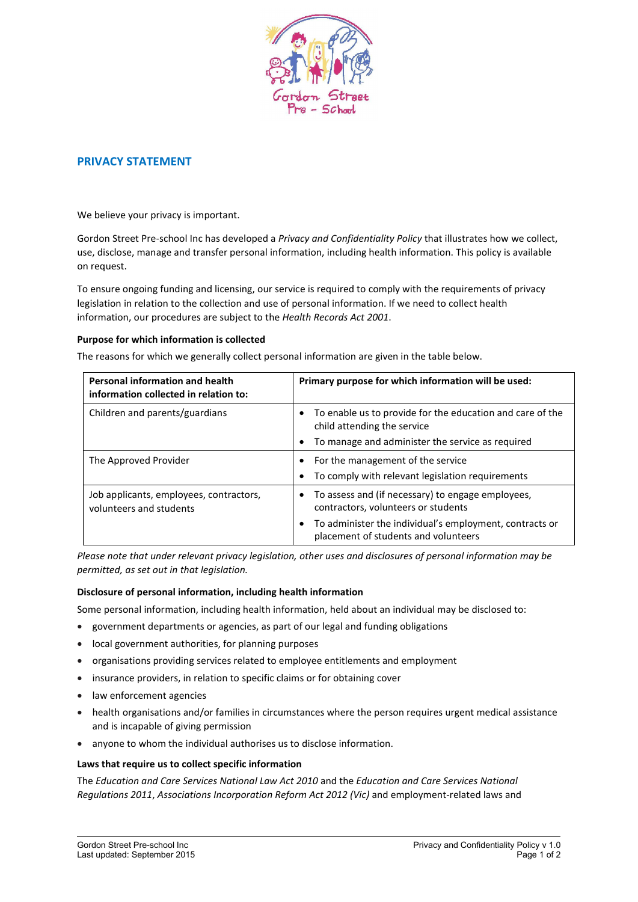## PRIVACY STATEMENT

We believe your privacy is important.

Gordon Street Pre-school Inc has developed a *Privacy and Confidentiality Policy* that illustrates how we collect, use, disclose, manage and transfer personal information, including health information. This policy is available on request.

To ensure ongoing funding and licensing, our service is required to comply with the requirements of privacy legislation in relation to the collection and use of personal information. If we need to collect health information, our procedures are subject to the *Health Records Act 2001*.

**Purpose for which information is collected**

The reasons for which we generally collect personal information are given in the table below.

| Personal information and health information collected in relation to: | Primary purpose for which information will be used: |
| --- | --- |
| Children and parents/guardians | • To enable us to provide for the education and care of the child attending the service<br>• To manage and administer the service as required |
| The Approved Provider | • For the management of the service<br>• To comply with relevant legislation requirements |
| Job applicants, employees, contractors, volunteers and students | • To assess and (if necessary) to engage employees, contractors, volunteers or students<br>• To administer the individual's employment, contracts or placement of students and volunteers |

*Please note that under relevant privacy legislation, other uses and disclosures of personal information may be permitted, as set out in that legislation.*

**Disclosure of personal information, including health information**

Some personal information, including health information, held about an individual may be disclosed to:

- government departments or agencies, as part of our legal and funding obligations
- local government authorities, for planning purposes
- organisations providing services related to employee entitlements and employment
- insurance providers, in relation to specific claims or for obtaining cover
- law enforcement agencies
- health organisations and/or families in circumstances where the person requires urgent medical assistance and is incapable of giving permission
- anyone to whom the individual authorises us to disclose information.

**Laws that require us to collect specific information**

The *Education and Care Services National Law Act 2010* and the *Education and Care Services National Regulations 2011*, *Associations Incorporation Reform Act 2012 (Vic)* and employment-related laws and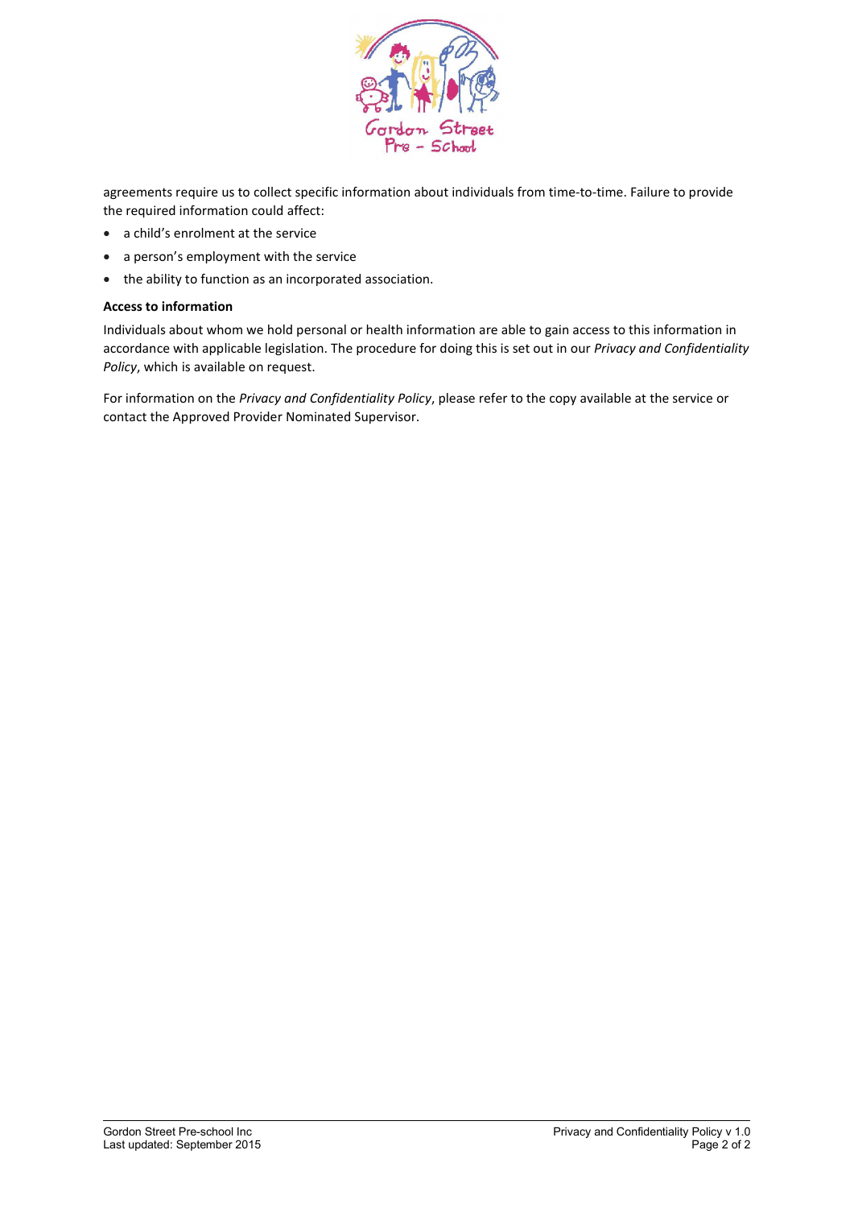agreements require us to collect specific information about individuals from time-to-time. Failure to provide the required information could affect:

- a child's enrolment at the service
- a person's employment with the service
- the ability to function as an incorporated association.

**Access to information**

Individuals about whom we hold personal or health information are able to gain access to this information in accordance with applicable legislation. The procedure for doing this is set out in our *Privacy and Confidentiality Policy*, which is available on request.

For information on the *Privacy and Confidentiality Policy*, please refer to the copy available at the service or contact the Approved Provider Nominated Supervisor.